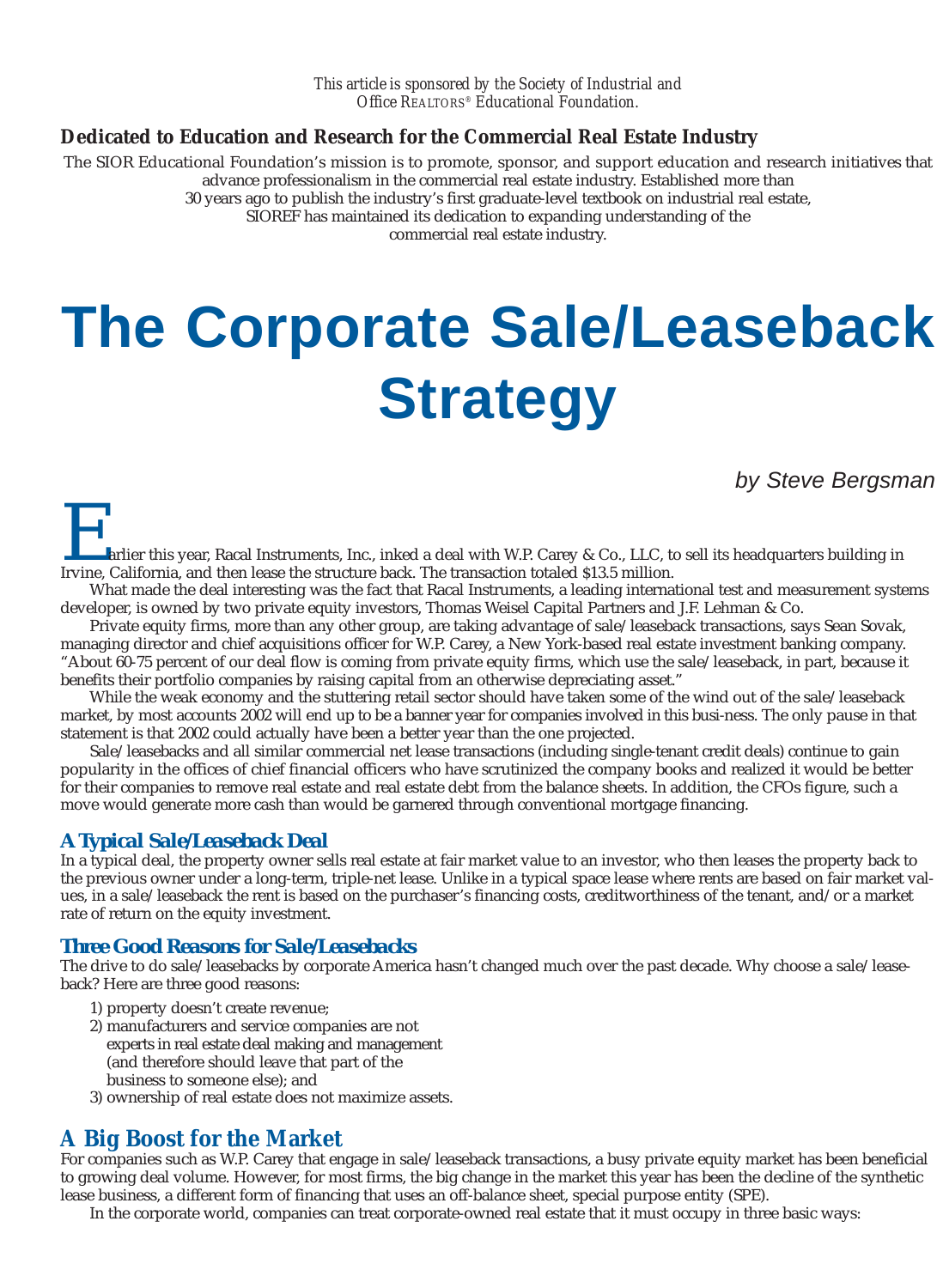*This article is sponsored by the Society of Industrial and Office REALTORS® Educational Foundation.*

**Dedicated to Education and Research for the Commercial Real Estate Industry**

The SIOR Educational Foundation's mission is to promote, sponsor, and support education and research initiatives that advance professionalism in the commercial real estate industry. Established more than 30 years ago to publish the industry's first graduate-level textbook on industrial real estate, SIOREF has maintained its dedication to expanding understanding of the commercial real estate industry.

# The Corporate Sale/Leaseback Strategy

*by Steve Bergsman*

Earlier this year, Racal Instruments, Inc., inked a deal with W.P. Carey & Co., LLC, to sell its headquarters building in Irvine, California, and then lease the structure back. The transaction totaled $13.5 million.

What made the deal interesting was the fact that Racal Instruments, a leading international test and measurement systems developer, is owned by two private equity investors, Thomas Weisel Capital Partners and J.F. Lehman & Co.

Private equity firms, more than any other group, are taking advantage of sale/leaseback transactions, says Sean Sovak, managing director and chief acquisitions officer for W.P. Carey, a New York-based real estate investment banking company. "About 60-75 percent of our deal flow is coming from private equity firms, which use the sale/leaseback, in part, because it benefits their portfolio companies by raising capital from an otherwise depreciating asset."

While the weak economy and the stuttering retail sector should have taken some of the wind out of the sale/leaseback market, by most accounts 2002 will end up to be a banner year for companies involved in this busi-ness. The only pause in that statement is that 2002 could actually have been a better year than the one projected.

Sale/leasebacks and all similar commercial net lease transactions (including single-tenant credit deals) continue to gain popularity in the offices of chief financial officers who have scrutinized the company books and realized it would be better for their companies to remove real estate and real estate debt from the balance sheets. In addition, the CFOs figure, such a move would generate more cash than would be garnered through conventional mortgage financing.

### A Typical Sale/Leaseback Deal

In a typical deal, the property owner sells real estate at fair market value to an investor, who then leases the property back to the previous owner under a long-term, triple-net lease. Unlike in a typical space lease where rents are based on fair market values, in a sale/leaseback the rent is based on the purchaser's financing costs, creditworthiness of the tenant, and/or a market rate of return on the equity investment.

### Three Good Reasons for Sale/Leasebacks

The drive to do sale/leasebacks by corporate America hasn't changed much over the past decade. Why choose a sale/lease-back? Here are three good reasons:

1) property doesn't create revenue;
2) manufacturers and service companies are not experts in real estate deal making and management (and therefore should leave that part of the business to someone else); and
3) ownership of real estate does not maximize assets.

## A Big Boost for the Market

For companies such as W.P. Carey that engage in sale/leaseback transactions, a busy private equity market has been beneficial to growing deal volume. However, for most firms, the big change in the market this year has been the decline of the synthetic lease business, a different form of financing that uses an off-balance sheet, special purpose entity (SPE).

In the corporate world, companies can treat corporate-owned real estate that it must occupy in three basic ways: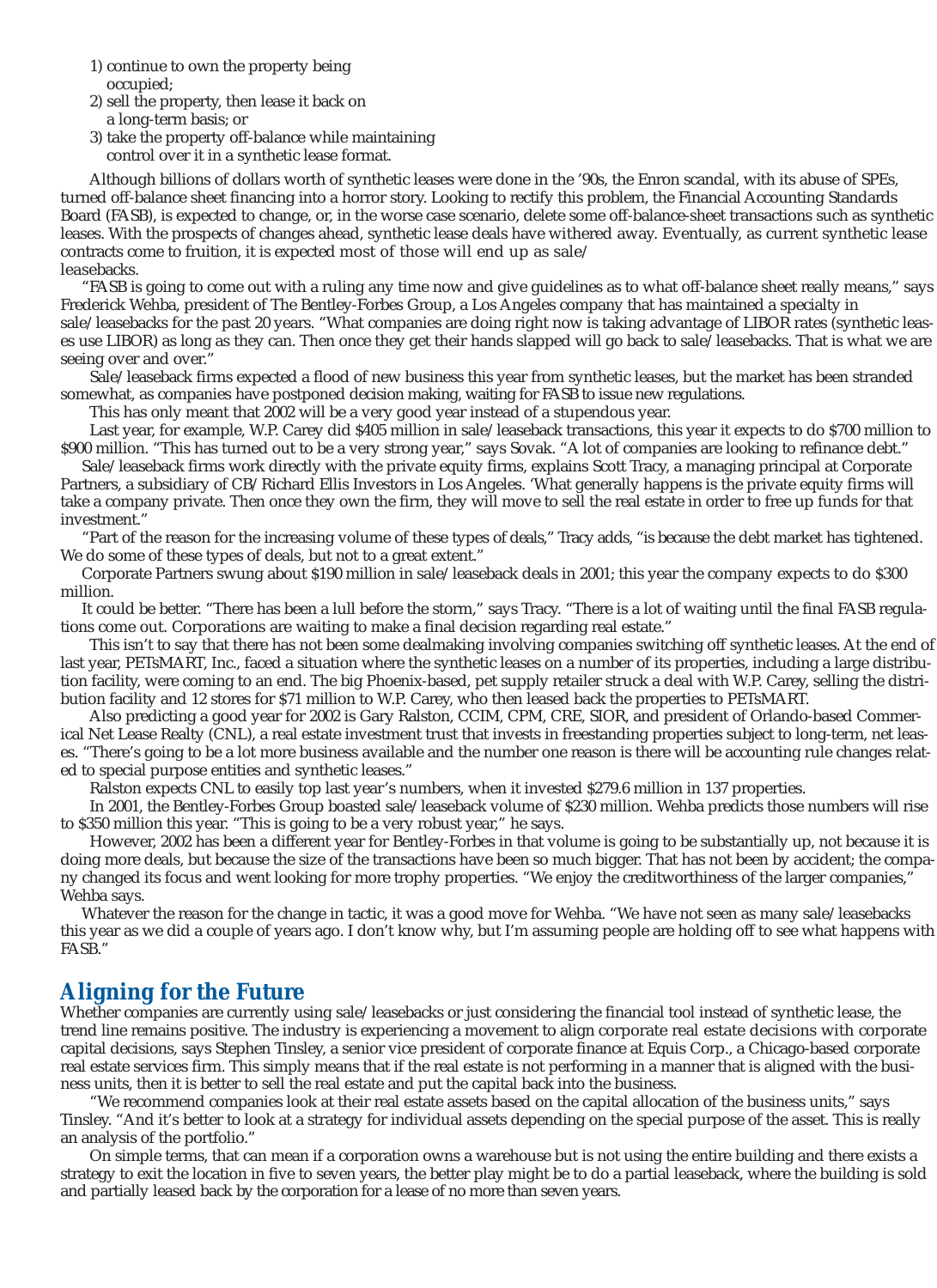1) continue to own the property being occupied;
2) sell the property, then lease it back on a long-term basis; or
3) take the property off-balance while maintaining control over it in a synthetic lease format.

Although billions of dollars worth of synthetic leases were done in the ’90s, the Enron scandal, with its abuse of SPEs, turned off-balance sheet financing into a horror story. Looking to rectify this problem, the Financial Accounting Standards Board (FASB), is expected to change, or, in the worse case scenario, delete some off-balance-sheet transactions such as synthetic leases. With the prospects of changes ahead, synthetic lease deals have withered away. Eventually, as current synthetic lease contracts come to fruition, it is expected most of those will end up as sale/leasebacks.

“FASB is going to come out with a ruling any time now and give guidelines as to what off-balance sheet really means,” says Frederick Wehba, president of The Bentley-Forbes Group, a Los Angeles company that has maintained a specialty in sale/leasebacks for the past 20 years. “What companies are doing right now is taking advantage of LIBOR rates (synthetic leases use LIBOR) as long as they can. Then once they get their hands slapped will go back to sale/leasebacks. That is what we are seeing over and over.”

Sale/leaseback firms expected a flood of new business this year from synthetic leases, but the market has been stranded somewhat, as companies have postponed decision making, waiting for FASB to issue new regulations.

This has only meant that 2002 will be a very good year instead of a stupendous year.

Last year, for example, W.P. Carey did $405 million in sale/leaseback transactions, this year it expects to do $700 million to $900 million. “This has turned out to be a very strong year,” says Sovak. “A lot of companies are looking to refinance debt.”

Sale/leaseback firms work directly with the private equity firms, explains Scott Tracy, a managing principal at Corporate Partners, a subsidiary of CB/Richard Ellis Investors in Los Angeles. ‘What generally happens is the private equity firms will take a company private. Then once they own the firm, they will move to sell the real estate in order to free up funds for that investment.”

“Part of the reason for the increasing volume of these types of deals,” Tracy adds, “is because the debt market has tightened. We do some of these types of deals, but not to a great extent.”

Corporate Partners swung about $190 million in sale/leaseback deals in 2001; this year the company expects to do $300 million.

It could be better. “There has been a lull before the storm,” says Tracy. “There is a lot of waiting until the final FASB regulations come out. Corporations are waiting to make a final decision regarding real estate.”

This isn’t to say that there has not been some dealmaking involving companies switching off synthetic leases. At the end of last year, PETsMART, Inc., faced a situation where the synthetic leases on a number of its properties, including a large distribution facility, were coming to an end. The big Phoenix-based, pet supply retailer struck a deal with W.P. Carey, selling the distribution facility and 12 stores for $71 million to W.P. Carey, who then leased back the properties to PETsMART.

Also predicting a good year for 2002 is Gary Ralston, CCIM, CPM, CRE, SIOR, and president of Orlando-based Commerical Net Lease Realty (CNL), a real estate investment trust that invests in freestanding properties subject to long-term, net leases. “There’s going to be a lot more business available and the number one reason is there will be accounting rule changes related to special purpose entities and synthetic leases.”

Ralston expects CNL to easily top last year’s numbers, when it invested $279.6 million in 137 properties.

In 2001, the Bentley-Forbes Group boasted sale/leaseback volume of $230 million. Wehba predicts those numbers will rise to $350 million this year. “This is going to be a very robust year,” he says.

However, 2002 has been a different year for Bentley-Forbes in that volume is going to be substantially up, not because it is doing more deals, but because the size of the transactions have been so much bigger. That has not been by accident; the company changed its focus and went looking for more trophy properties. “We enjoy the creditworthiness of the larger companies,” Wehba says.

Whatever the reason for the change in tactic, it was a good move for Wehba. “We have not seen as many sale/leasebacks this year as we did a couple of years ago. I don’t know why, but I’m assuming people are holding off to see what happens with FASB.”

## Aligning for the Future

Whether companies are currently using sale/leasebacks or just considering the financial tool instead of synthetic lease, the trend line remains positive. The industry is experiencing a movement to align corporate real estate decisions with corporate capital decisions, says Stephen Tinsley, a senior vice president of corporate finance at Equis Corp., a Chicago-based corporate real estate services firm. This simply means that if the real estate is not performing in a manner that is aligned with the business units, then it is better to sell the real estate and put the capital back into the business.

“We recommend companies look at their real estate assets based on the capital allocation of the business units,” says Tinsley. “And it’s better to look at a strategy for individual assets depending on the special purpose of the asset. This is really an analysis of the portfolio.”

On simple terms, that can mean if a corporation owns a warehouse but is not using the entire building and there exists a strategy to exit the location in five to seven years, the better play might be to do a partial leaseback, where the building is sold and partially leased back by the corporation for a lease of no more than seven years.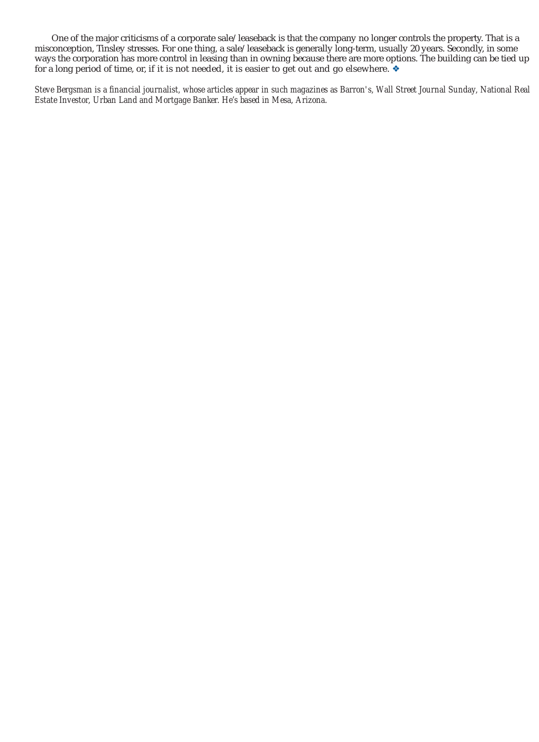One of the major criticisms of a corporate sale/leaseback is that the company no longer controls the property. That is a misconception, Tinsley stresses. For one thing, a sale/leaseback is generally long-term, usually 20 years. Secondly, in some ways the corporation has more control in leasing than in owning because there are more options. The building can be tied up for a long period of time, or, if it is not needed, it is easier to get out and go elsewhere. ❖

*Steve Bergsman is a financial journalist, whose articles appear in such magazines as Barron's, Wall Street Journal Sunday, National Real Estate Investor, Urban Land and Mortgage Banker. He's based in Mesa, Arizona.*